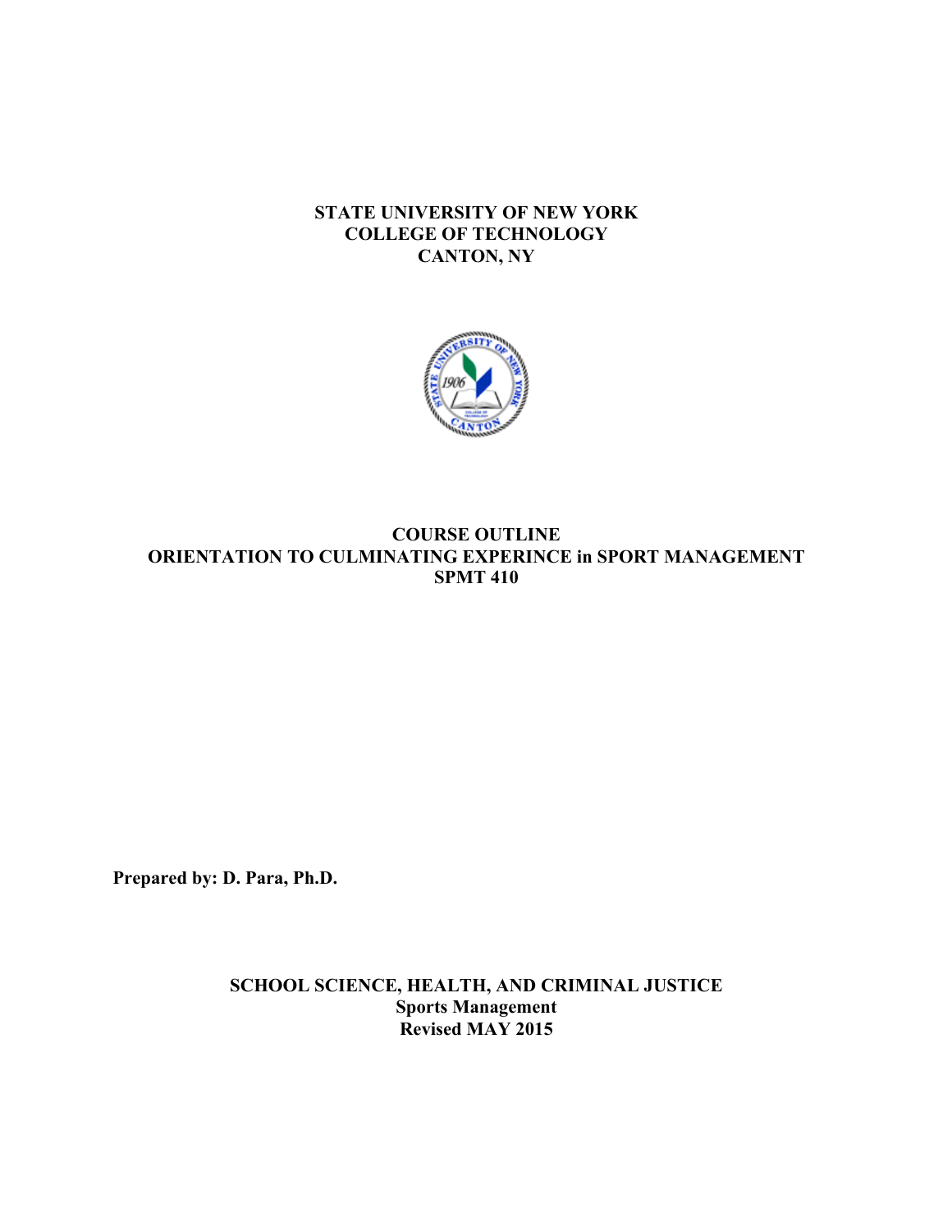**STATE UNIVERSITY OF NEW YORK**
**COLLEGE OF TECHNOLOGY**
**CANTON, NY**

**COURSE OUTLINE**
**ORIENTATION TO CULMINATING EXPERINCE in SPORT MANAGEMENT**
**SPMT 410**

**Prepared by: D. Para, Ph.D.**

**SCHOOL SCIENCE, HEALTH, AND CRIMINAL JUSTICE**
**Sports Management**
**Revised MAY 2015**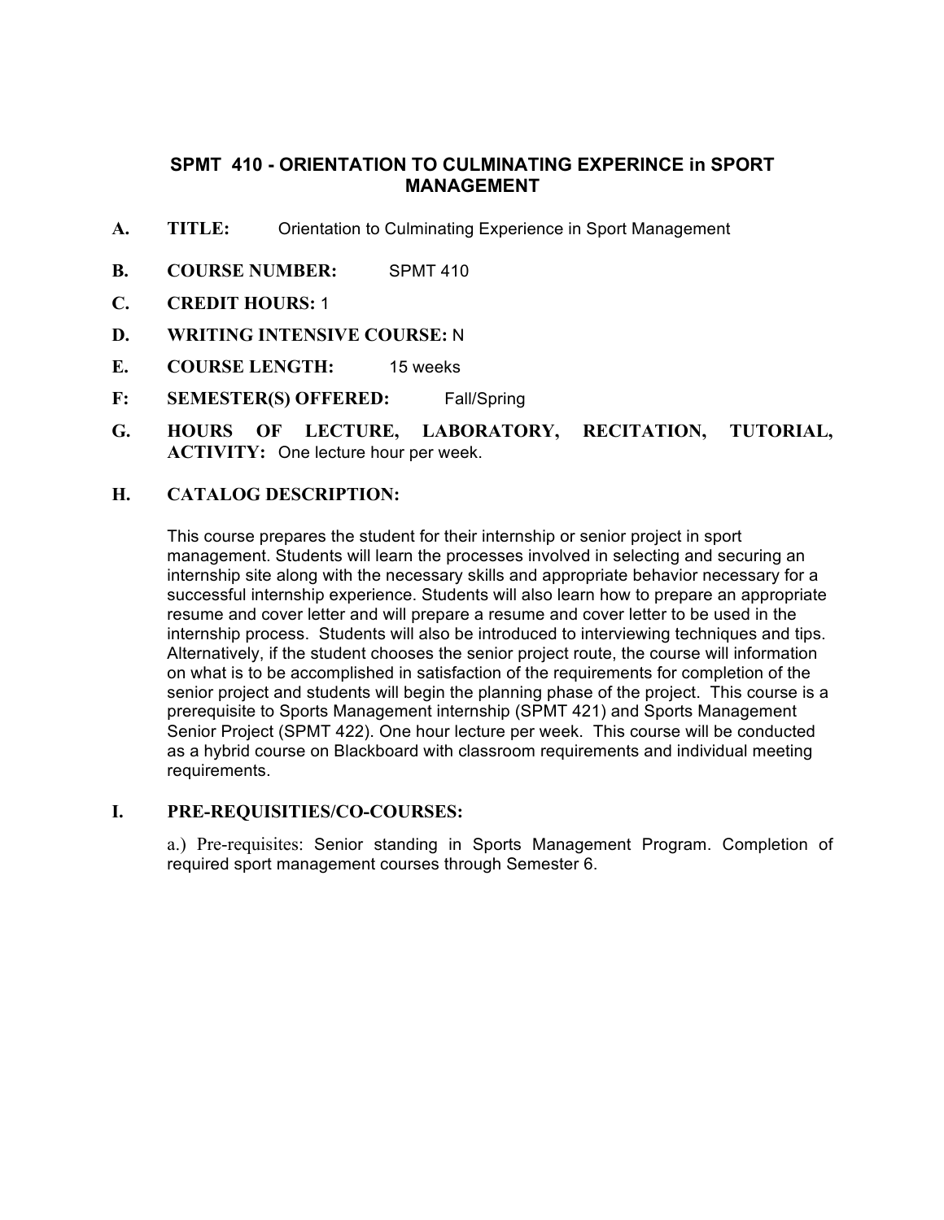## SPMT 410 - ORIENTATION TO CULMINATING EXPERINCE in SPORT MANAGEMENT

**A. TITLE:** Orientation to Culminating Experience in Sport Management

**B. COURSE NUMBER:** SPMT 410

**C. CREDIT HOURS:** 1

**D. WRITING INTENSIVE COURSE:** N

**E. COURSE LENGTH:** 15 weeks

**F: SEMESTER(S) OFFERED:** Fall/Spring

**G. HOURS OF LECTURE, LABORATORY, RECITATION, TUTORIAL, ACTIVITY:** One lecture hour per week.

**H. CATALOG DESCRIPTION:**

This course prepares the student for their internship or senior project in sport management. Students will learn the processes involved in selecting and securing an internship site along with the necessary skills and appropriate behavior necessary for a successful internship experience. Students will also learn how to prepare an appropriate resume and cover letter and will prepare a resume and cover letter to be used in the internship process. Students will also be introduced to interviewing techniques and tips. Alternatively, if the student chooses the senior project route, the course will information on what is to be accomplished in satisfaction of the requirements for completion of the senior project and students will begin the planning phase of the project. This course is a prerequisite to Sports Management internship (SPMT 421) and Sports Management Senior Project (SPMT 422). One hour lecture per week. This course will be conducted as a hybrid course on Blackboard with classroom requirements and individual meeting requirements.

**I. PRE-REQUISITIES/CO-COURSES:**

a.) Pre-requisites: Senior standing in Sports Management Program. Completion of required sport management courses through Semester 6.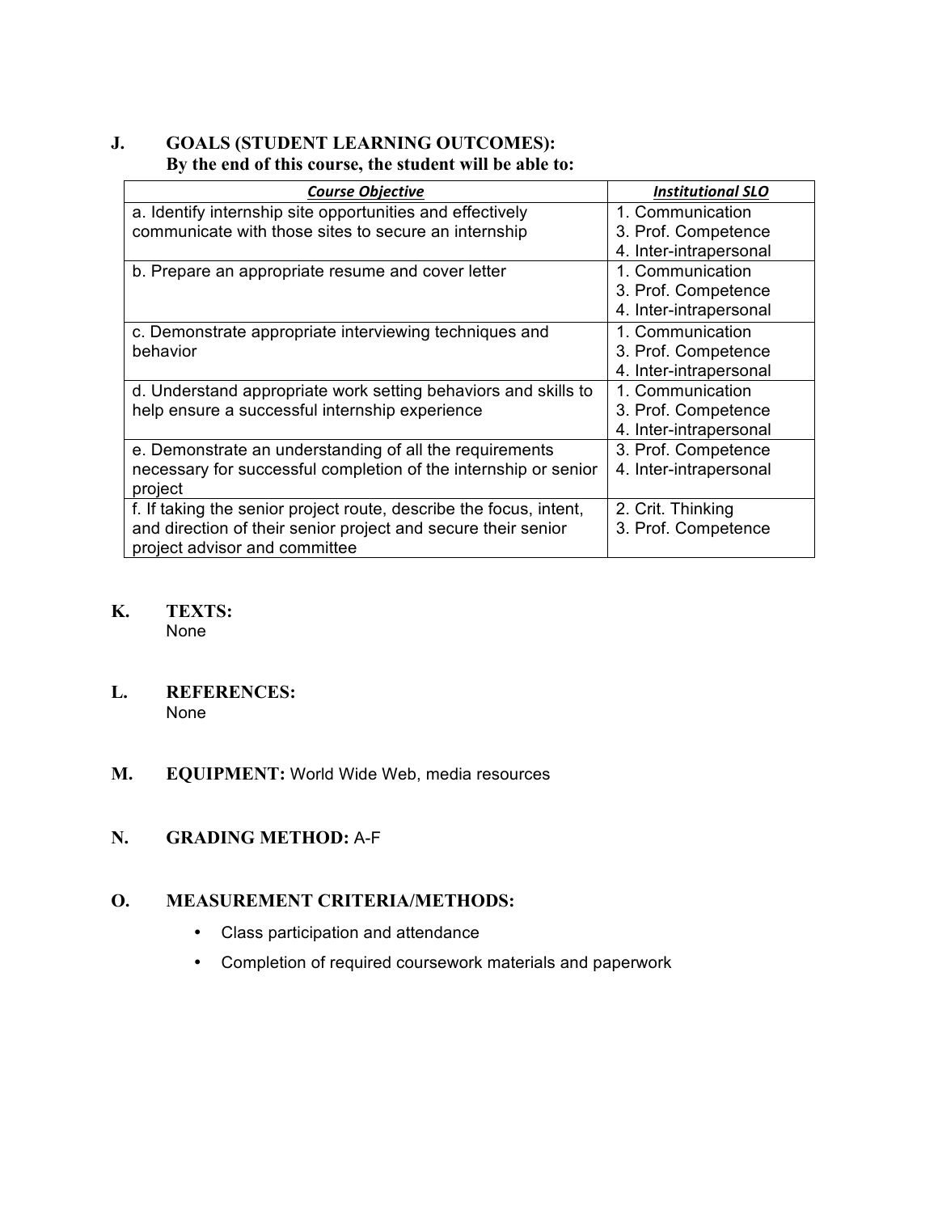## J. GOALS (STUDENT LEARNING OUTCOMES):

**By the end of this course, the student will be able to:**

| ***Course Objective*** | ***Institutional SLO*** |
|---|---|
| a. Identify internship site opportunities and effectively communicate with those sites to secure an internship | 1. Communication<br>3. Prof. Competence<br>4. Inter-intrapersonal |
| b. Prepare an appropriate resume and cover letter | 1. Communication<br>3. Prof. Competence<br>4. Inter-intrapersonal |
| c. Demonstrate appropriate interviewing techniques and behavior | 1. Communication<br>3. Prof. Competence<br>4. Inter-intrapersonal |
| d. Understand appropriate work setting behaviors and skills to help ensure a successful internship experience | 1. Communication<br>3. Prof. Competence<br>4. Inter-intrapersonal |
| e. Demonstrate an understanding of all the requirements necessary for successful completion of the internship or senior project | 3. Prof. Competence<br>4. Inter-intrapersonal |
| f. If taking the senior project route, describe the focus, intent, and direction of their senior project and secure their senior project advisor and committee | 2. Crit. Thinking<br>3. Prof. Competence |

## K. TEXTS:

None

## L. REFERENCES:

None

## M. EQUIPMENT: World Wide Web, media resources

## N. GRADING METHOD: A-F

## O. MEASUREMENT CRITERIA/METHODS:

- Class participation and attendance
- Completion of required coursework materials and paperwork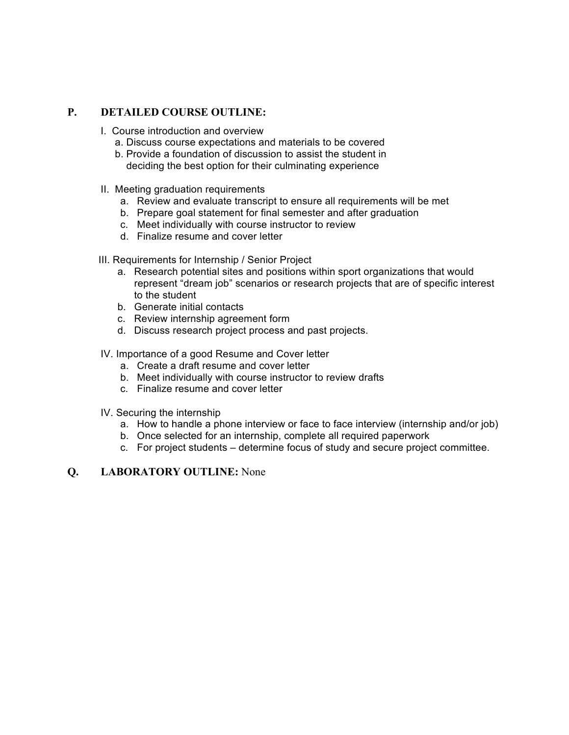## P. DETAILED COURSE OUTLINE:

I. Course introduction and overview
  a. Discuss course expectations and materials to be covered
  b. Provide a foundation of discussion to assist the student in deciding the best option for their culminating experience

II. Meeting graduation requirements
  a. Review and evaluate transcript to ensure all requirements will be met
  b. Prepare goal statement for final semester and after graduation
  c. Meet individually with course instructor to review
  d. Finalize resume and cover letter

III. Requirements for Internship / Senior Project
  a. Research potential sites and positions within sport organizations that would represent "dream job" scenarios or research projects that are of specific interest to the student
  b. Generate initial contacts
  c. Review internship agreement form
  d. Discuss research project process and past projects.

IV. Importance of a good Resume and Cover letter
  a. Create a draft resume and cover letter
  b. Meet individually with course instructor to review drafts
  c. Finalize resume and cover letter

IV. Securing the internship
  a. How to handle a phone interview or face to face interview (internship and/or job)
  b. Once selected for an internship, complete all required paperwork
  c. For project students – determine focus of study and secure project committee.

## Q. LABORATORY OUTLINE: None